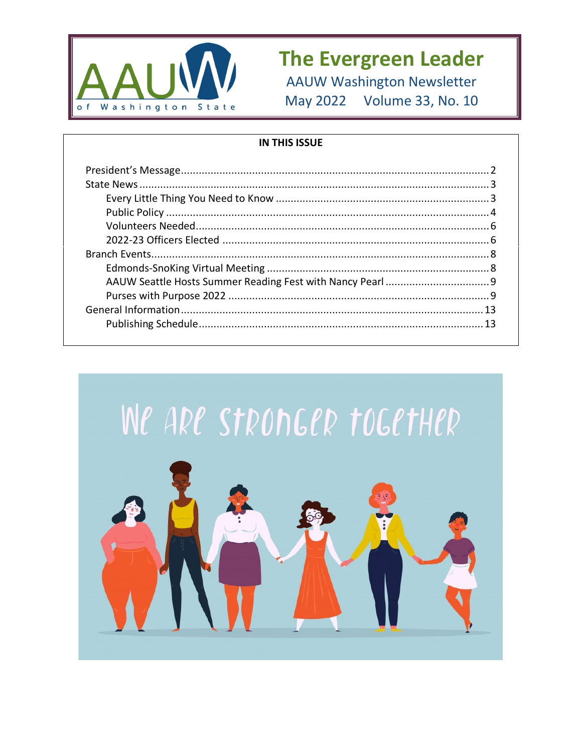# The Evergreen Leader

AAUW Washington Newsletter

May 2022 Volume 33, No. 10

**IN THIS ISSUE**

- President's Message ........ 2
- State News ........ 3
  - Every Little Thing You Need to Know ........ 3
  - Public Policy ........ 4
  - Volunteers Needed ........ 6
  - 2022-23 Officers Elected ........ 6
- Branch Events ........ 8
  - Edmonds-SnoKing Virtual Meeting ........ 8
  - AAUW Seattle Hosts Summer Reading Fest with Nancy Pearl ........ 9
  - Purses with Purpose 2022 ........ 9
- General Information ........ 13
  - Publishing Schedule ........ 13

We are stronger together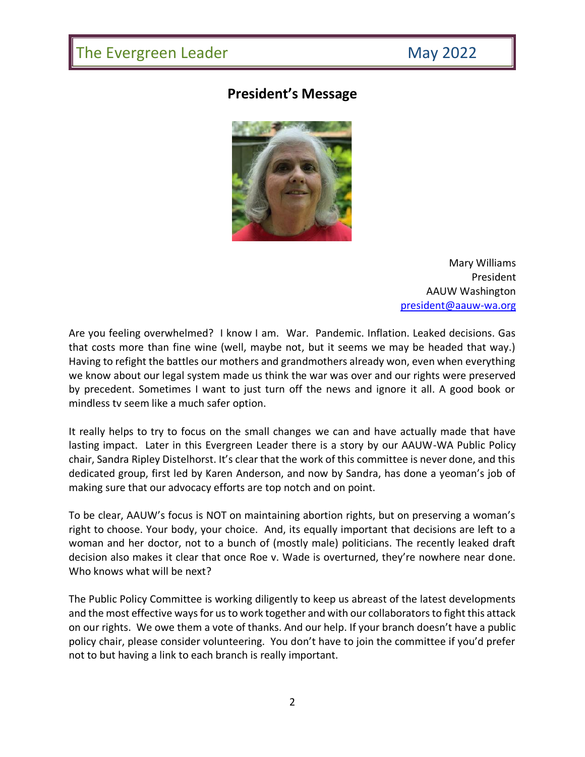## President's Message

Mary Williams
President
AAUW Washington
president@aauw-wa.org

Are you feeling overwhelmed? I know I am. War. Pandemic. Inflation. Leaked decisions. Gas that costs more than fine wine (well, maybe not, but it seems we may be headed that way.) Having to refight the battles our mothers and grandmothers already won, even when everything we know about our legal system made us think the war was over and our rights were preserved by precedent. Sometimes I want to just turn off the news and ignore it all. A good book or mindless tv seem like a much safer option.

It really helps to try to focus on the small changes we can and have actually made that have lasting impact. Later in this Evergreen Leader there is a story by our AAUW-WA Public Policy chair, Sandra Ripley Distelhorst. It's clear that the work of this committee is never done, and this dedicated group, first led by Karen Anderson, and now by Sandra, has done a yeoman's job of making sure that our advocacy efforts are top notch and on point.

To be clear, AAUW's focus is NOT on maintaining abortion rights, but on preserving a woman's right to choose. Your body, your choice. And, its equally important that decisions are left to a woman and her doctor, not to a bunch of (mostly male) politicians. The recently leaked draft decision also makes it clear that once Roe v. Wade is overturned, they're nowhere near done. Who knows what will be next?

The Public Policy Committee is working diligently to keep us abreast of the latest developments and the most effective ways for us to work together and with our collaborators to fight this attack on our rights. We owe them a vote of thanks. And our help. If your branch doesn't have a public policy chair, please consider volunteering. You don't have to join the committee if you'd prefer not to but having a link to each branch is really important.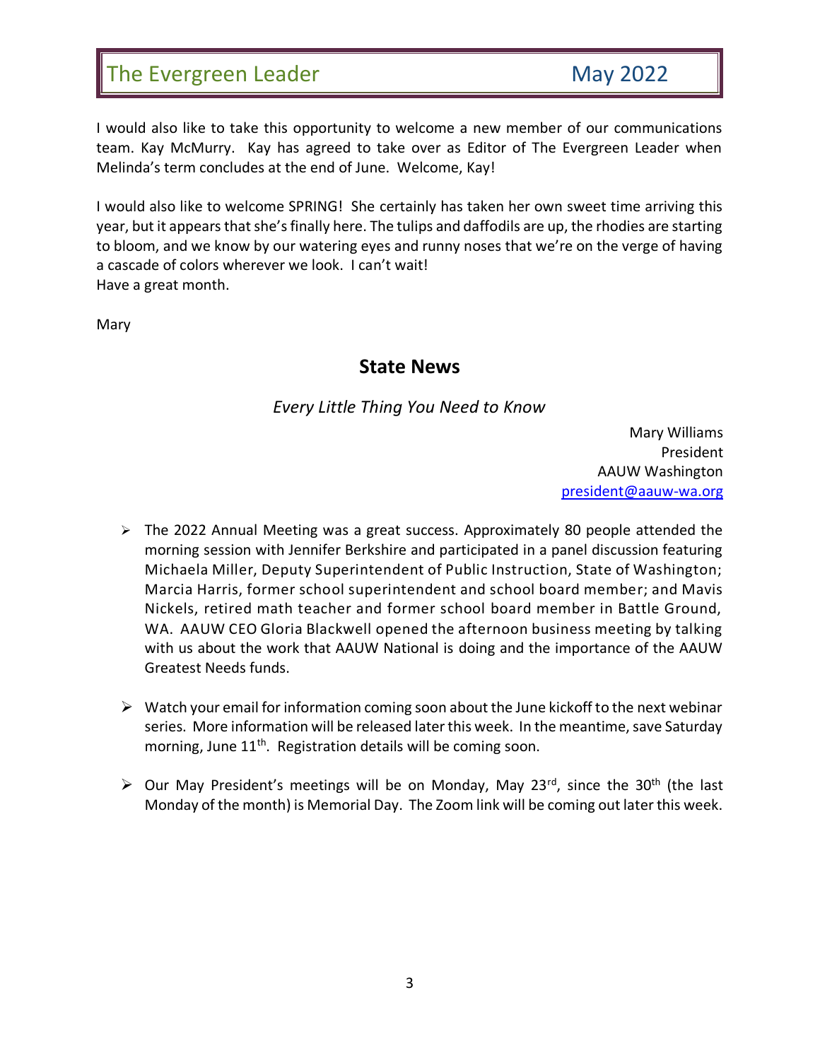I would also like to take this opportunity to welcome a new member of our communications team. Kay McMurry. Kay has agreed to take over as Editor of The Evergreen Leader when Melinda's term concludes at the end of June. Welcome, Kay!

I would also like to welcome SPRING! She certainly has taken her own sweet time arriving this year, but it appears that she's finally here. The tulips and daffodils are up, the rhodies are starting to bloom, and we know by our watering eyes and runny noses that we're on the verge of having a cascade of colors wherever we look. I can't wait!
Have a great month.

Mary

## State News

*Every Little Thing You Need to Know*

Mary Williams
President
AAUW Washington
president@aauw-wa.org

- The 2022 Annual Meeting was a great success. Approximately 80 people attended the morning session with Jennifer Berkshire and participated in a panel discussion featuring Michaela Miller, Deputy Superintendent of Public Instruction, State of Washington; Marcia Harris, former school superintendent and school board member; and Mavis Nickels, retired math teacher and former school board member in Battle Ground, WA. AAUW CEO Gloria Blackwell opened the afternoon business meeting by talking with us about the work that AAUW National is doing and the importance of the AAUW Greatest Needs funds.

- Watch your email for information coming soon about the June kickoff to the next webinar series. More information will be released later this week. In the meantime, save Saturday morning, June 11th. Registration details will be coming soon.

- Our May President's meetings will be on Monday, May 23rd, since the 30th (the last Monday of the month) is Memorial Day. The Zoom link will be coming out later this week.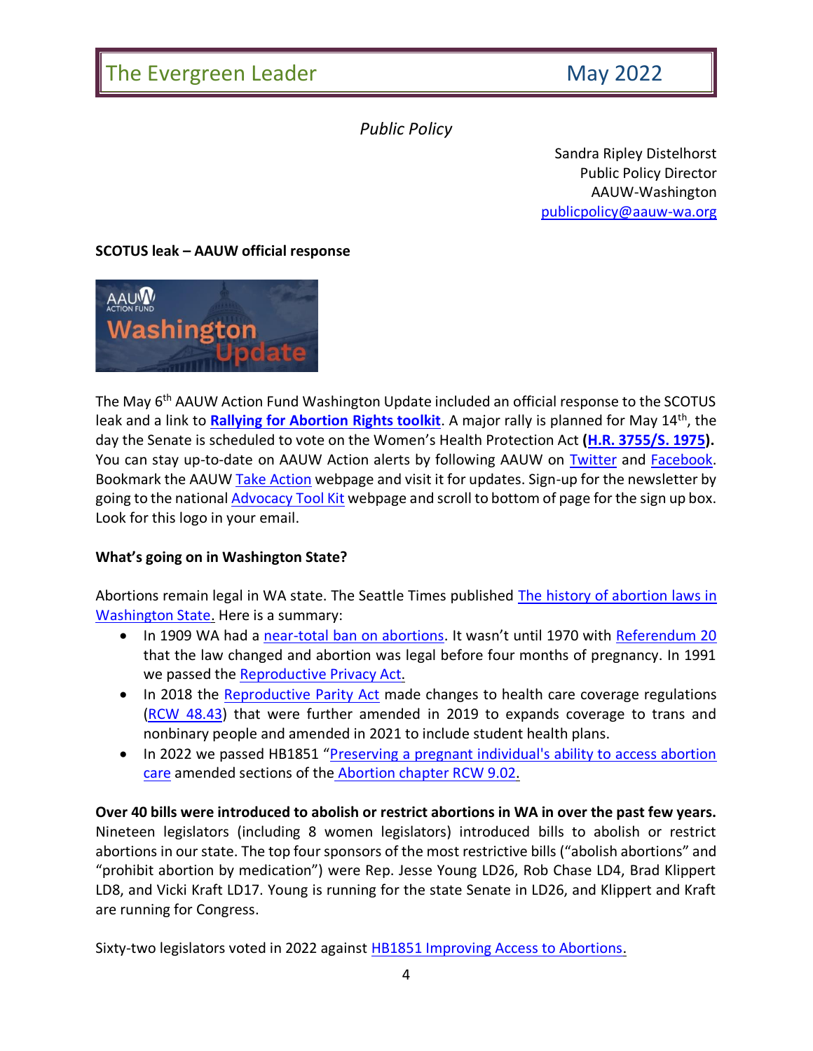## Public Policy

Sandra Ripley Distelhorst
Public Policy Director
AAUW-Washington
publicpolicy@aauw-wa.org

**SCOTUS leak – AAUW official response**

The May 6th AAUW Action Fund Washington Update included an official response to the SCOTUS leak and a link to **Rallying for Abortion Rights toolkit**. A major rally is planned for May 14th, the day the Senate is scheduled to vote on the Women's Health Protection Act **(H.R. 3755/S. 1975).** You can stay up-to-date on AAUW Action alerts by following AAUW on Twitter and Facebook. Bookmark the AAUW Take Action webpage and visit it for updates. Sign-up for the newsletter by going to the national Advocacy Tool Kit webpage and scroll to bottom of page for the sign up box. Look for this logo in your email.

**What's going on in Washington State?**

Abortions remain legal in WA state. The Seattle Times published The history of abortion laws in Washington State. Here is a summary:

- In 1909 WA had a near-total ban on abortions. It wasn't until 1970 with Referendum 20 that the law changed and abortion was legal before four months of pregnancy. In 1991 we passed the Reproductive Privacy Act.
- In 2018 the Reproductive Parity Act made changes to health care coverage regulations (RCW 48.43) that were further amended in 2019 to expands coverage to trans and nonbinary people and amended in 2021 to include student health plans.
- In 2022 we passed HB1851 "Preserving a pregnant individual's ability to access abortion care amended sections of the Abortion chapter RCW 9.02.

**Over 40 bills were introduced to abolish or restrict abortions in WA in over the past few years.** Nineteen legislators (including 8 women legislators) introduced bills to abolish or restrict abortions in our state. The top four sponsors of the most restrictive bills ("abolish abortions" and "prohibit abortion by medication") were Rep. Jesse Young LD26, Rob Chase LD4, Brad Klippert LD8, and Vicki Kraft LD17. Young is running for the state Senate in LD26, and Klippert and Kraft are running for Congress.

Sixty-two legislators voted in 2022 against HB1851 Improving Access to Abortions.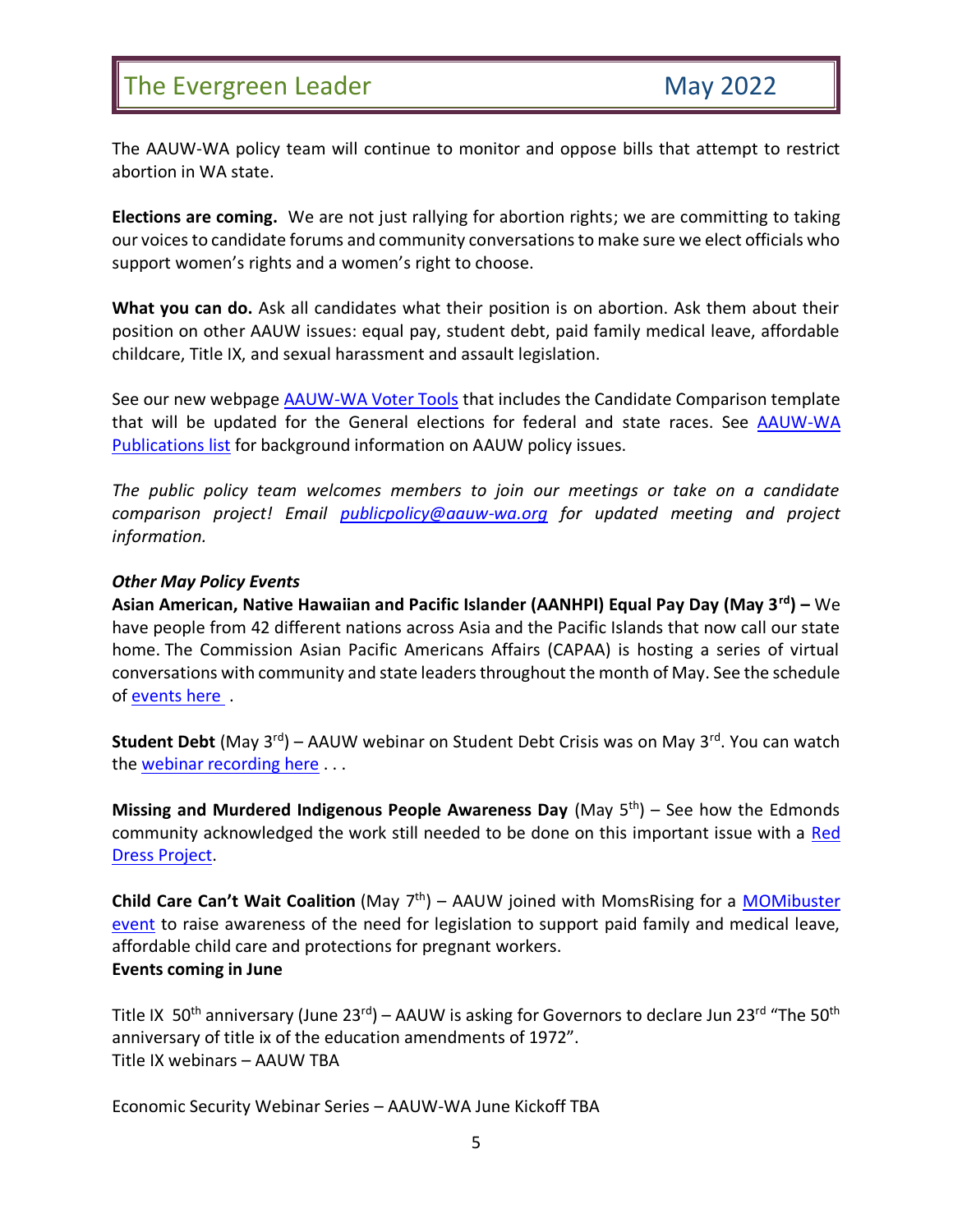The AAUW-WA policy team will continue to monitor and oppose bills that attempt to restrict abortion in WA state.

**Elections are coming.** We are not just rallying for abortion rights; we are committing to taking our voices to candidate forums and community conversations to make sure we elect officials who support women's rights and a women's right to choose.

**What you can do.** Ask all candidates what their position is on abortion. Ask them about their position on other AAUW issues: equal pay, student debt, paid family medical leave, affordable childcare, Title IX, and sexual harassment and assault legislation.

See our new webpage AAUW-WA Voter Tools that includes the Candidate Comparison template that will be updated for the General elections for federal and state races. See AAUW-WA Publications list for background information on AAUW policy issues.

*The public policy team welcomes members to join our meetings or take on a candidate comparison project! Email publicpolicy@aauw-wa.org for updated meeting and project information.*

***Other May Policy Events***

**Asian American, Native Hawaiian and Pacific Islander (AANHPI) Equal Pay Day (May 3rd) –** We have people from 42 different nations across Asia and the Pacific Islands that now call our state home. The Commission Asian Pacific Americans Affairs (CAPAA) is hosting a series of virtual conversations with community and state leaders throughout the month of May. See the schedule of events here .

**Student Debt** (May 3rd) – AAUW webinar on Student Debt Crisis was on May 3rd. You can watch the webinar recording here . . .

**Missing and Murdered Indigenous People Awareness Day** (May 5th) – See how the Edmonds community acknowledged the work still needed to be done on this important issue with a Red Dress Project.

**Child Care Can't Wait Coalition** (May 7th) – AAUW joined with MomsRising for a MOMibuster event to raise awareness of the need for legislation to support paid family and medical leave, affordable child care and protections for pregnant workers.

**Events coming in June**

Title IX 50th anniversary (June 23rd) – AAUW is asking for Governors to declare Jun 23rd "The 50th anniversary of title ix of the education amendments of 1972".
Title IX webinars – AAUW TBA

Economic Security Webinar Series – AAUW-WA June Kickoff TBA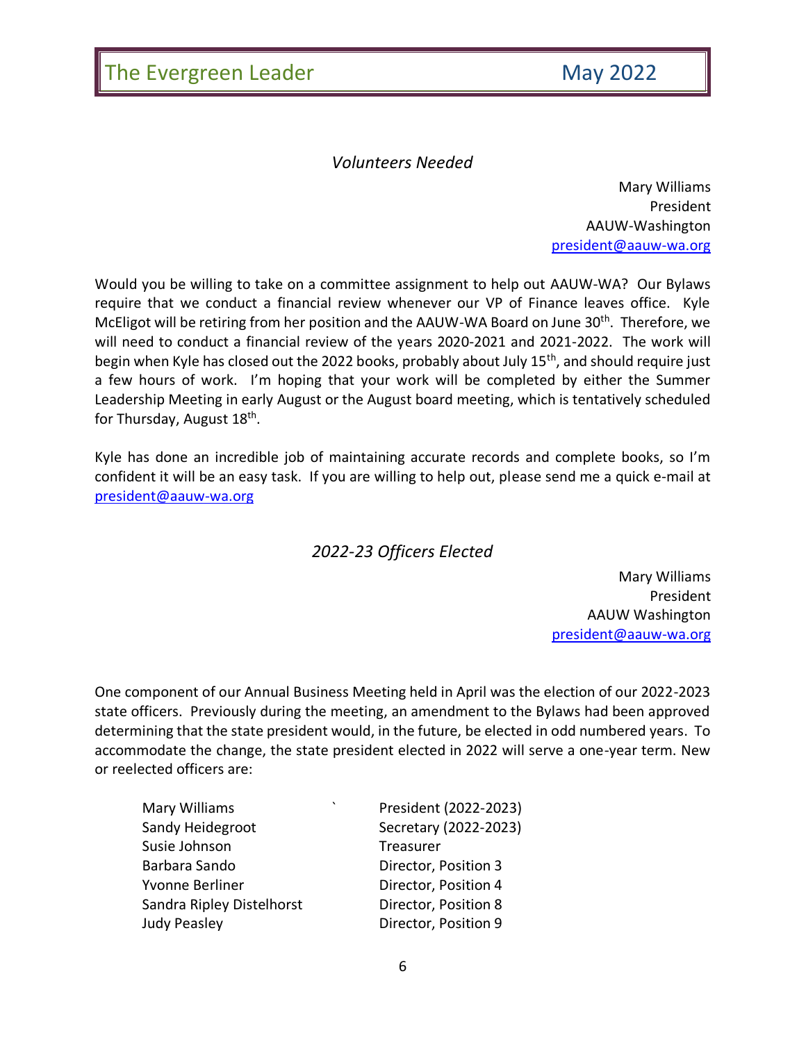## *Volunteers Needed*

Mary Williams
President
AAUW-Washington
president@aauw-wa.org

Would you be willing to take on a committee assignment to help out AAUW-WA? Our Bylaws require that we conduct a financial review whenever our VP of Finance leaves office. Kyle McEligot will be retiring from her position and the AAUW-WA Board on June 30th. Therefore, we will need to conduct a financial review of the years 2020-2021 and 2021-2022. The work will begin when Kyle has closed out the 2022 books, probably about July 15th, and should require just a few hours of work. I'm hoping that your work will be completed by either the Summer Leadership Meeting in early August or the August board meeting, which is tentatively scheduled for Thursday, August 18th.

Kyle has done an incredible job of maintaining accurate records and complete books, so I'm confident it will be an easy task. If you are willing to help out, please send me a quick e-mail at president@aauw-wa.org

## *2022-23 Officers Elected*

Mary Williams
President
AAUW Washington
president@aauw-wa.org

One component of our Annual Business Meeting held in April was the election of our 2022-2023 state officers. Previously during the meeting, an amendment to the Bylaws had been approved determining that the state president would, in the future, be elected in odd numbered years. To accommodate the change, the state president elected in 2022 will serve a one-year term. New or reelected officers are:

| | |
|---|---|
| Mary Williams | President (2022-2023) |
| Sandy Heidegroot | Secretary (2022-2023) |
| Susie Johnson | Treasurer |
| Barbara Sando | Director, Position 3 |
| Yvonne Berliner | Director, Position 4 |
| Sandra Ripley Distelhorst | Director, Position 8 |
| Judy Peasley | Director, Position 9 |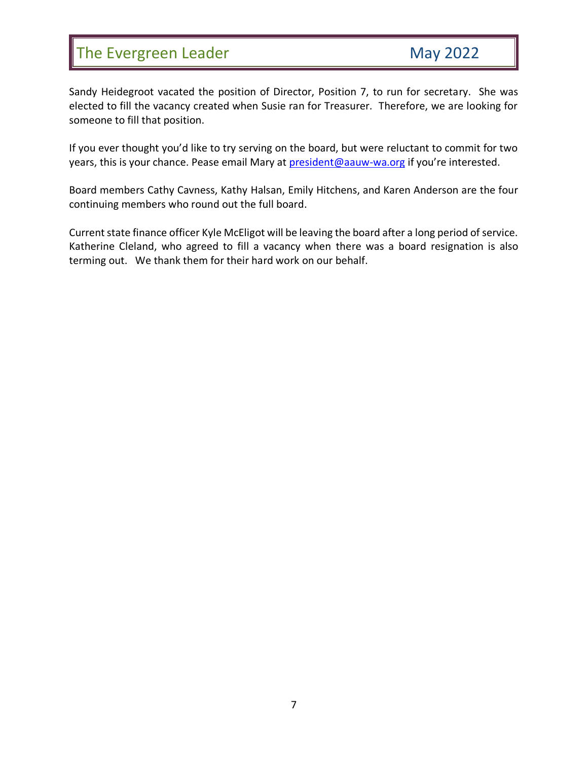Sandy Heidegroot vacated the position of Director, Position 7, to run for secretary. She was elected to fill the vacancy created when Susie ran for Treasurer. Therefore, we are looking for someone to fill that position.

If you ever thought you'd like to try serving on the board, but were reluctant to commit for two years, this is your chance. Pease email Mary at president@aauw-wa.org if you're interested.

Board members Cathy Cavness, Kathy Halsan, Emily Hitchens, and Karen Anderson are the four continuing members who round out the full board.

Current state finance officer Kyle McEligot will be leaving the board after a long period of service. Katherine Cleland, who agreed to fill a vacancy when there was a board resignation is also terming out. We thank them for their hard work on our behalf.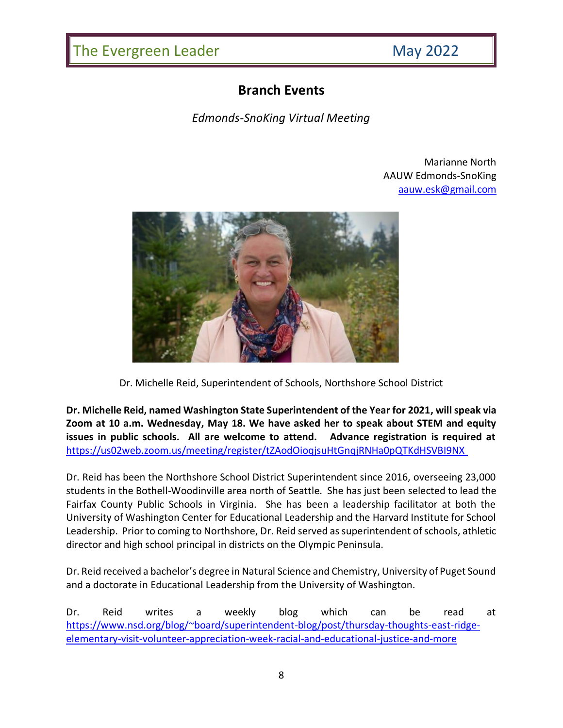## Branch Events

*Edmonds-SnoKing Virtual Meeting*

Marianne North
AAUW Edmonds-SnoKing
aauw.esk@gmail.com

Dr. Michelle Reid, Superintendent of Schools, Northshore School District

**Dr. Michelle Reid, named Washington State Superintendent of the Year for 2021, will speak via Zoom at 10 a.m. Wednesday, May 18. We have asked her to speak about STEM and equity issues in public schools. All are welcome to attend. Advance registration is required at** https://us02web.zoom.us/meeting/register/tZAodOioqjsuHtGnqjRNHa0pQTKdHSVBI9NX

Dr. Reid has been the Northshore School District Superintendent since 2016, overseeing 23,000 students in the Bothell-Woodinville area north of Seattle. She has just been selected to lead the Fairfax County Public Schools in Virginia. She has been a leadership facilitator at both the University of Washington Center for Educational Leadership and the Harvard Institute for School Leadership. Prior to coming to Northshore, Dr. Reid served as superintendent of schools, athletic director and high school principal in districts on the Olympic Peninsula.

Dr. Reid received a bachelor's degree in Natural Science and Chemistry, University of Puget Sound and a doctorate in Educational Leadership from the University of Washington.

Dr. Reid writes a weekly blog which can be read at https://www.nsd.org/blog/~board/superintendent-blog/post/thursday-thoughts-east-ridge-elementary-visit-volunteer-appreciation-week-racial-and-educational-justice-and-more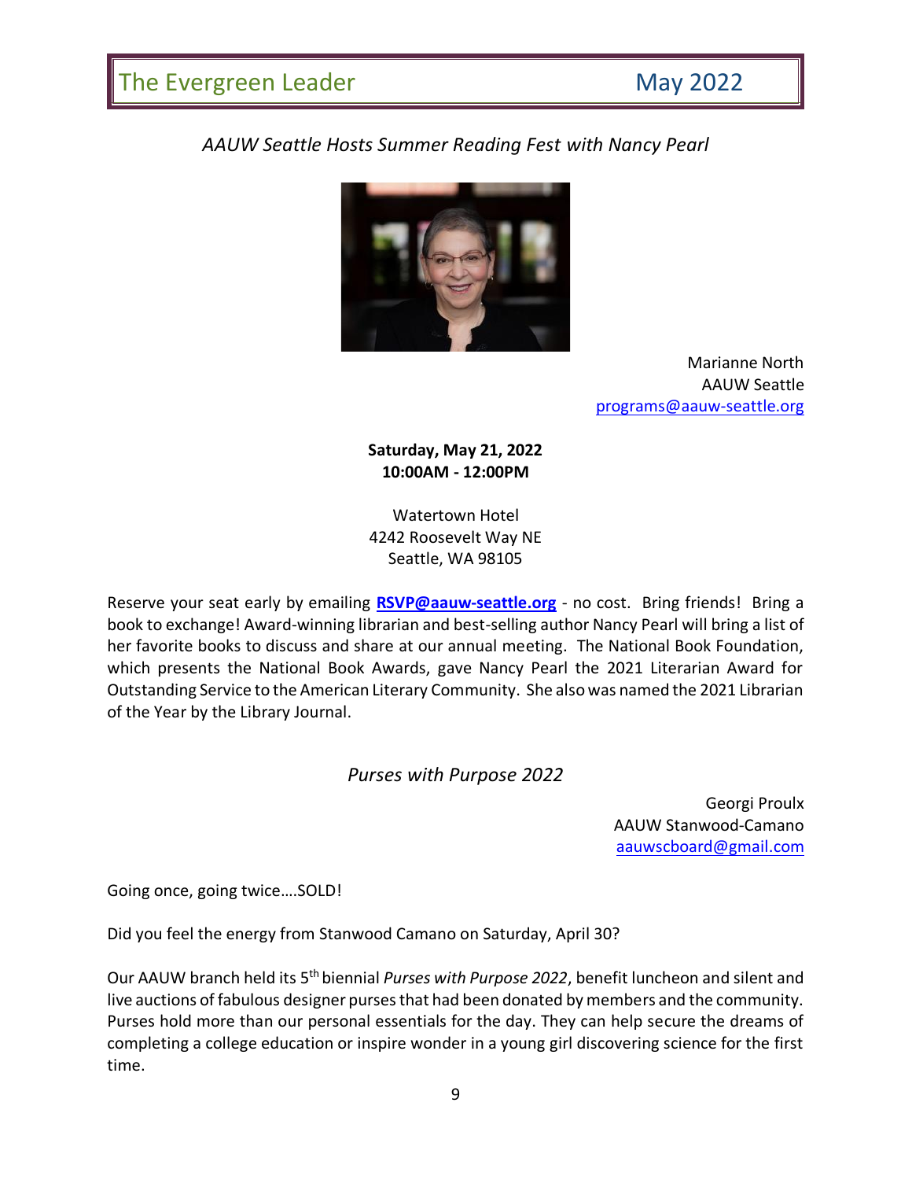## *AAUW Seattle Hosts Summer Reading Fest with Nancy Pearl*

Marianne North
AAUW Seattle
programs@aauw-seattle.org

**Saturday, May 21, 2022**
**10:00AM - 12:00PM**

Watertown Hotel
4242 Roosevelt Way NE
Seattle, WA 98105

Reserve your seat early by emailing **RSVP@aauw-seattle.org** - no cost. Bring friends! Bring a book to exchange! Award-winning librarian and best-selling author Nancy Pearl will bring a list of her favorite books to discuss and share at our annual meeting. The National Book Foundation, which presents the National Book Awards, gave Nancy Pearl the 2021 Literarian Award for Outstanding Service to the American Literary Community. She also was named the 2021 Librarian of the Year by the Library Journal.

## *Purses with Purpose 2022*

Georgi Proulx
AAUW Stanwood-Camano
aauwscboard@gmail.com

Going once, going twice….SOLD!

Did you feel the energy from Stanwood Camano on Saturday, April 30?

Our AAUW branch held its 5th biennial *Purses with Purpose 2022*, benefit luncheon and silent and live auctions of fabulous designer purses that had been donated by members and the community. Purses hold more than our personal essentials for the day. They can help secure the dreams of completing a college education or inspire wonder in a young girl discovering science for the first time.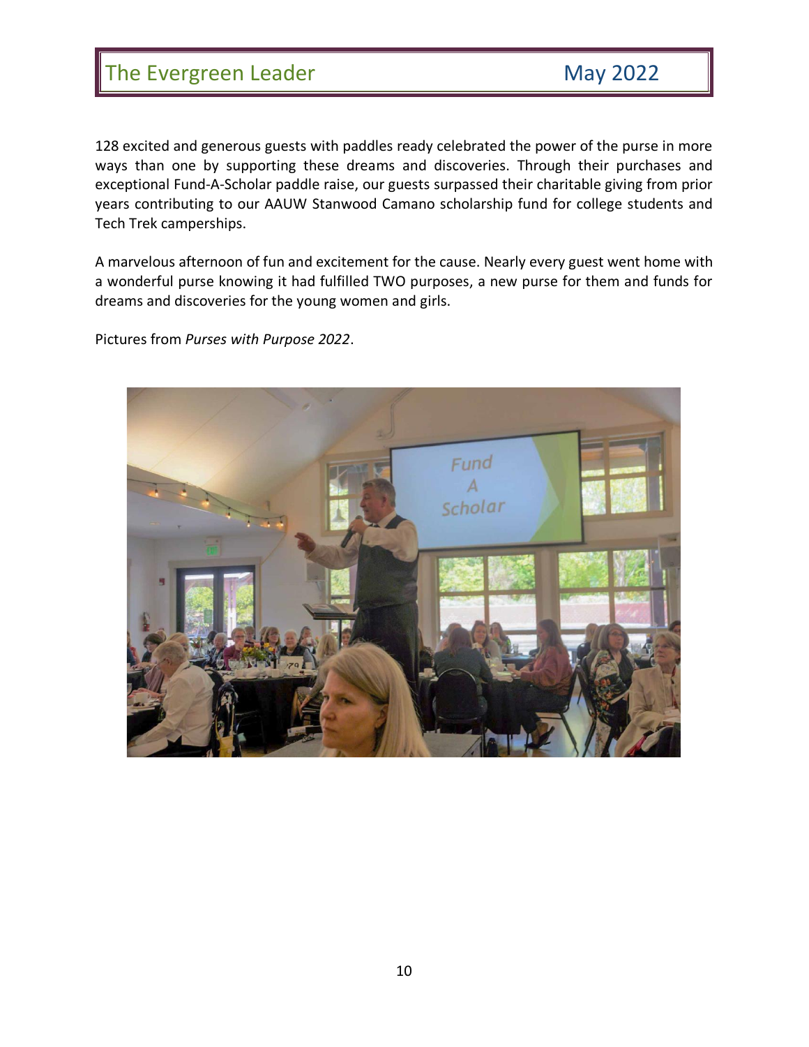128 excited and generous guests with paddles ready celebrated the power of the purse in more ways than one by supporting these dreams and discoveries. Through their purchases and exceptional Fund-A-Scholar paddle raise, our guests surpassed their charitable giving from prior years contributing to our AAUW Stanwood Camano scholarship fund for college students and Tech Trek camperships.

A marvelous afternoon of fun and excitement for the cause. Nearly every guest went home with a wonderful purse knowing it had fulfilled TWO purposes, a new purse for them and funds for dreams and discoveries for the young women and girls.

Pictures from *Purses with Purpose 2022*.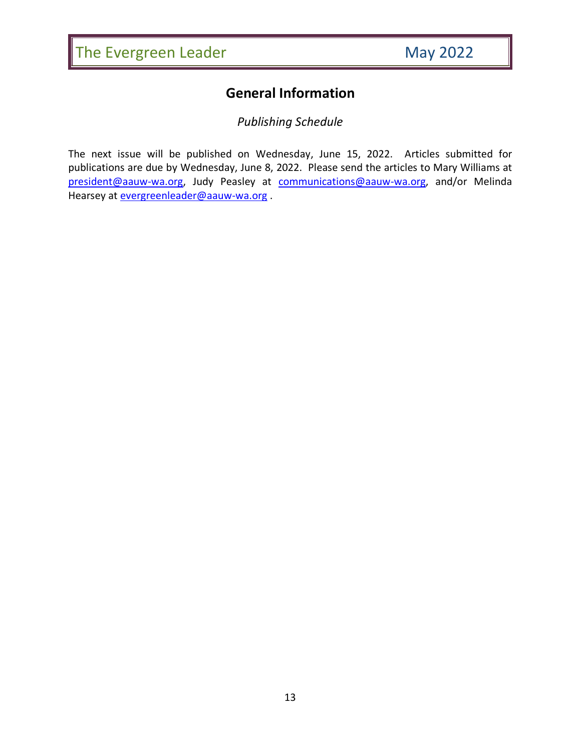## General Information

*Publishing Schedule*

The next issue will be published on Wednesday, June 15, 2022. Articles submitted for publications are due by Wednesday, June 8, 2022. Please send the articles to Mary Williams at president@aauw-wa.org, Judy Peasley at communications@aauw-wa.org, and/or Melinda Hearsey at evergreenleader@aauw-wa.org .